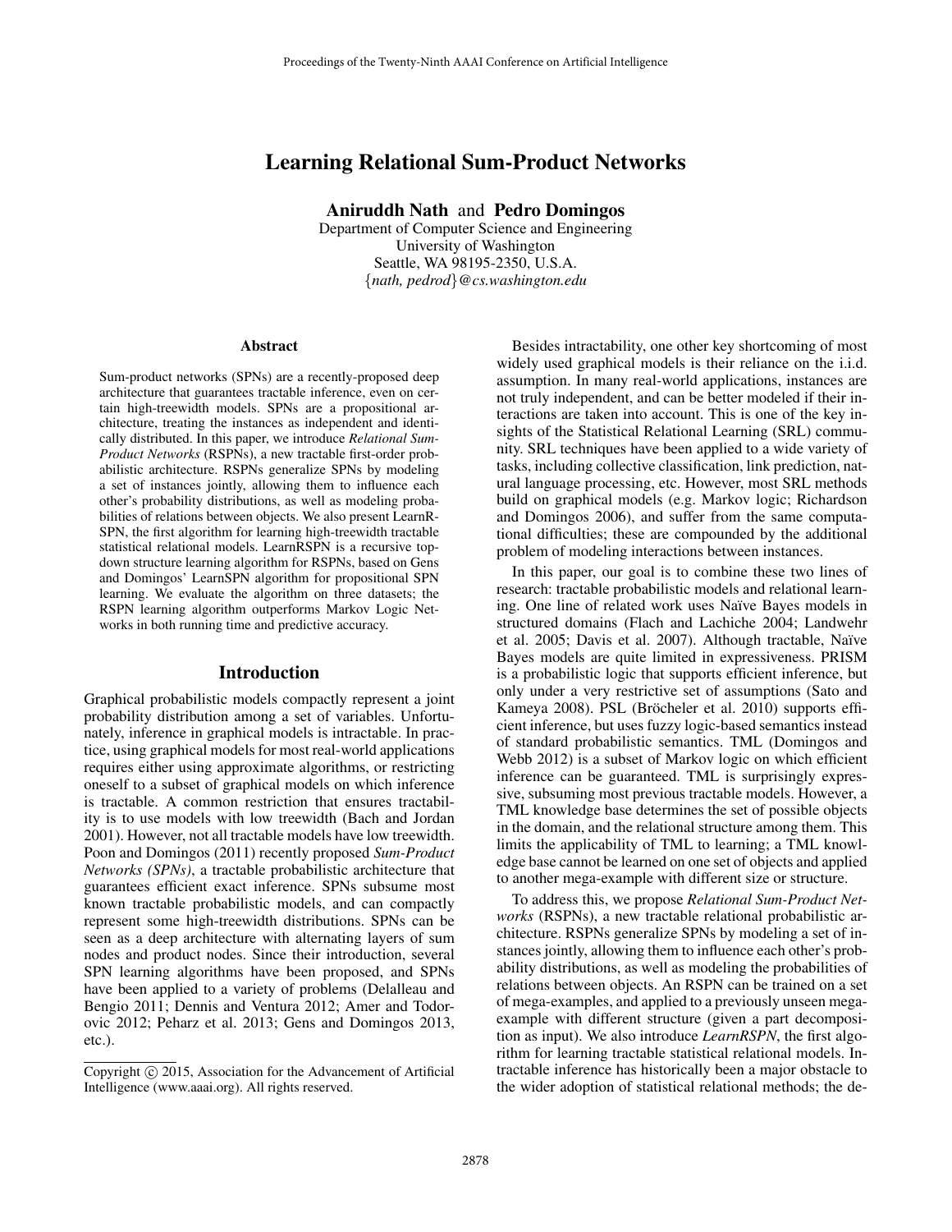# Learning Relational Sum-Product Networks

**Aniruddh Nath** and **Pedro Domingos**
Department of Computer Science and Engineering
University of Washington
Seattle, WA 98195-2350, U.S.A.
{*nath, pedrod*}*@cs.washington.edu*

## Abstract

Sum-product networks (SPNs) are a recently-proposed deep architecture that guarantees tractable inference, even on certain high-treewidth models. SPNs are a propositional architecture, treating the instances as independent and identically distributed. In this paper, we introduce *Relational Sum-Product Networks* (RSPNs), a new tractable first-order probabilistic architecture. RSPNs generalize SPNs by modeling a set of instances jointly, allowing them to influence each other's probability distributions, as well as modeling probabilities of relations between objects. We also present LearnRSPN, the first algorithm for learning high-treewidth tractable statistical relational models. LearnRSPN is a recursive top-down structure learning algorithm for RSPNs, based on Gens and Domingos' LearnSPN algorithm for propositional SPN learning. We evaluate the algorithm on three datasets; the RSPN learning algorithm outperforms Markov Logic Networks in both running time and predictive accuracy.

## Introduction

Graphical probabilistic models compactly represent a joint probability distribution among a set of variables. Unfortunately, inference in graphical models is intractable. In practice, using graphical models for most real-world applications requires either using approximate algorithms, or restricting oneself to a subset of graphical models on which inference is tractable. A common restriction that ensures tractability is to use models with low treewidth (Bach and Jordan 2001). However, not all tractable models have low treewidth. Poon and Domingos (2011) recently proposed *Sum-Product Networks (SPNs)*, a tractable probabilistic architecture that guarantees efficient exact inference. SPNs subsume most known tractable probabilistic models, and can compactly represent some high-treewidth distributions. SPNs can be seen as a deep architecture with alternating layers of sum nodes and product nodes. Since their introduction, several SPN learning algorithms have been proposed, and SPNs have been applied to a variety of problems (Delalleau and Bengio 2011; Dennis and Ventura 2012; Amer and Todorovic 2012; Peharz et al. 2013; Gens and Domingos 2013, etc.).

Besides intractability, one other key shortcoming of most widely used graphical models is their reliance on the i.i.d. assumption. In many real-world applications, instances are not truly independent, and can be better modeled if their interactions are taken into account. This is one of the key insights of the Statistical Relational Learning (SRL) community. SRL techniques have been applied to a wide variety of tasks, including collective classification, link prediction, natural language processing, etc. However, most SRL methods build on graphical models (e.g. Markov logic; Richardson and Domingos 2006), and suffer from the same computational difficulties; these are compounded by the additional problem of modeling interactions between instances.

In this paper, our goal is to combine these two lines of research: tractable probabilistic models and relational learning. One line of related work uses Naïve Bayes models in structured domains (Flach and Lachiche 2004; Landwehr et al. 2005; Davis et al. 2007). Although tractable, Naïve Bayes models are quite limited in expressiveness. PRISM is a probabilistic logic that supports efficient inference, but only under a very restrictive set of assumptions (Sato and Kameya 2008). PSL (Bröcheler et al. 2010) supports efficient inference, but uses fuzzy logic-based semantics instead of standard probabilistic semantics. TML (Domingos and Webb 2012) is a subset of Markov logic on which efficient inference can be guaranteed. TML is surprisingly expressive, subsuming most previous tractable models. However, a TML knowledge base determines the set of possible objects in the domain, and the relational structure among them. This limits the applicability of TML to learning; a TML knowledge base cannot be learned on one set of objects and applied to another mega-example with different size or structure.

To address this, we propose *Relational Sum-Product Networks* (RSPNs), a new tractable relational probabilistic architecture. RSPNs generalize SPNs by modeling a set of instances jointly, allowing them to influence each other's probability distributions, as well as modeling the probabilities of relations between objects. An RSPN can be trained on a set of mega-examples, and applied to a previously unseen mega-example with different structure (given a part decomposition as input). We also introduce *LearnRSPN*, the first algorithm for learning tractable statistical relational models. Intractable inference has historically been a major obstacle to the wider adoption of statistical relational methods; the de-

Copyright © 2015, Association for the Advancement of Artificial Intelligence (www.aaai.org). All rights reserved.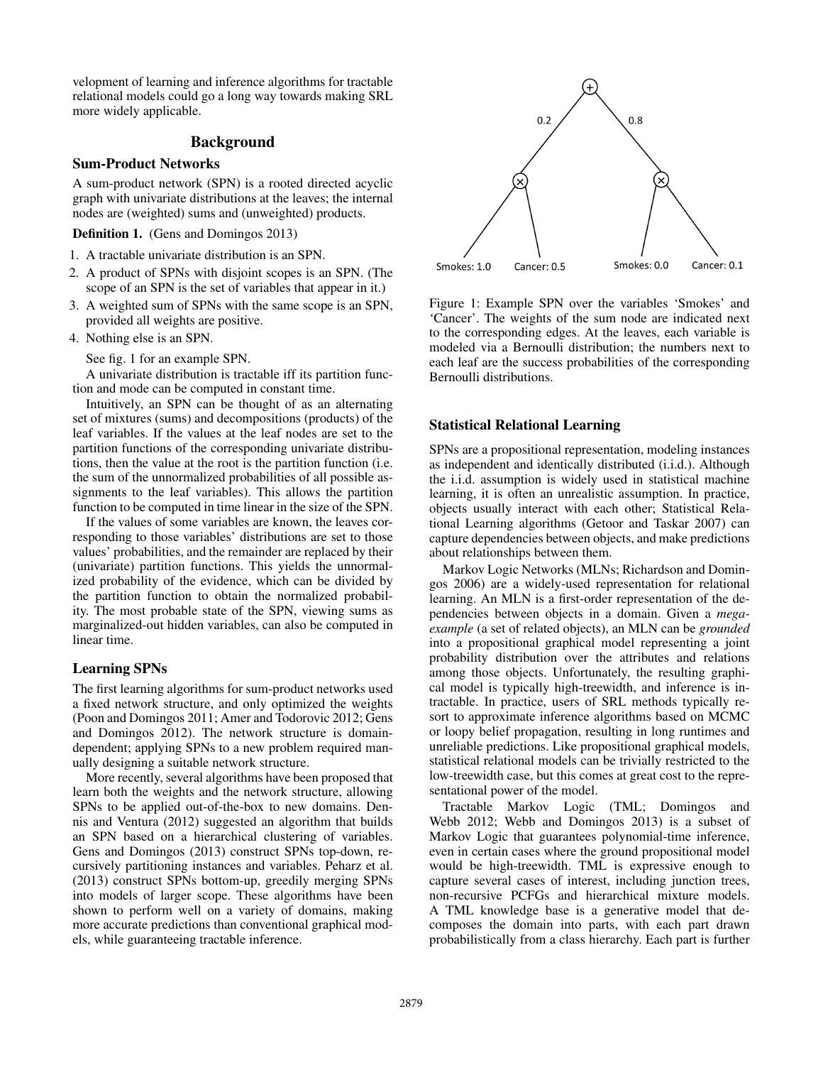velopment of learning and inference algorithms for tractable relational models could go a long way towards making SRL more widely applicable.

## Background

### Sum-Product Networks

A sum-product network (SPN) is a rooted directed acyclic graph with univariate distributions at the leaves; the internal nodes are (weighted) sums and (unweighted) products.

**Definition 1.** (Gens and Domingos 2013)

1. A tractable univariate distribution is an SPN.
2. A product of SPNs with disjoint scopes is an SPN. (The scope of an SPN is the set of variables that appear in it.)
3. A weighted sum of SPNs with the same scope is an SPN, provided all weights are positive.
4. Nothing else is an SPN.

See fig. 1 for an example SPN.

A univariate distribution is tractable iff its partition function and mode can be computed in constant time.

Intuitively, an SPN can be thought of as an alternating set of mixtures (sums) and decompositions (products) of the leaf variables. If the values at the leaf nodes are set to the partition functions of the corresponding univariate distributions, then the value at the root is the partition function (i.e. the sum of the unnormalized probabilities of all possible assignments to the leaf variables). This allows the partition function to be computed in time linear in the size of the SPN.

If the values of some variables are known, the leaves corresponding to those variables' distributions are set to those values' probabilities, and the remainder are replaced by their (univariate) partition functions. This yields the unnormalized probability of the evidence, which can be divided by the partition function to obtain the normalized probability. The most probable state of the SPN, viewing sums as marginalized-out hidden variables, can also be computed in linear time.

### Learning SPNs

The first learning algorithms for sum-product networks used a fixed network structure, and only optimized the weights (Poon and Domingos 2011; Amer and Todorovic 2012; Gens and Domingos 2012). The network structure is domain-dependent; applying SPNs to a new problem required manually designing a suitable network structure.

More recently, several algorithms have been proposed that learn both the weights and the network structure, allowing SPNs to be applied out-of-the-box to new domains. Dennis and Ventura (2012) suggested an algorithm that builds an SPN based on a hierarchical clustering of variables. Gens and Domingos (2013) construct SPNs top-down, recursively partitioning instances and variables. Peharz et al. (2013) construct SPNs bottom-up, greedily merging SPNs into models of larger scope. These algorithms have been shown to perform well on a variety of domains, making more accurate predictions than conventional graphical models, while guaranteeing tractable inference.

Figure 1: Example SPN over the variables 'Smokes' and 'Cancer'. The weights of the sum node are indicated next to the corresponding edges. At the leaves, each variable is modeled via a Bernoulli distribution; the numbers next to each leaf are the success probabilities of the corresponding Bernoulli distributions.

### Statistical Relational Learning

SPNs are a propositional representation, modeling instances as independent and identically distributed (i.i.d.). Although the i.i.d. assumption is widely used in statistical machine learning, it is often an unrealistic assumption. In practice, objects usually interact with each other; Statistical Relational Learning algorithms (Getoor and Taskar 2007) can capture dependencies between objects, and make predictions about relationships between them.

Markov Logic Networks (MLNs; Richardson and Domingos 2006) are a widely-used representation for relational learning. An MLN is a first-order representation of the dependencies between objects in a domain. Given a *mega-example* (a set of related objects), an MLN can be *grounded* into a propositional graphical model representing a joint probability distribution over the attributes and relations among those objects. Unfortunately, the resulting graphical model is typically high-treewidth, and inference is intractable. In practice, users of SRL methods typically resort to approximate inference algorithms based on MCMC or loopy belief propagation, resulting in long runtimes and unreliable predictions. Like propositional graphical models, statistical relational models can be trivially restricted to the low-treewidth case, but this comes at great cost to the representational power of the model.

Tractable Markov Logic (TML; Domingos and Webb 2012; Webb and Domingos 2013) is a subset of Markov Logic that guarantees polynomial-time inference, even in certain cases where the ground propositional model would be high-treewidth. TML is expressive enough to capture several cases of interest, including junction trees, non-recursive PCFGs and hierarchical mixture models. A TML knowledge base is a generative model that decomposes the domain into parts, with each part drawn probabilistically from a class hierarchy. Each part is further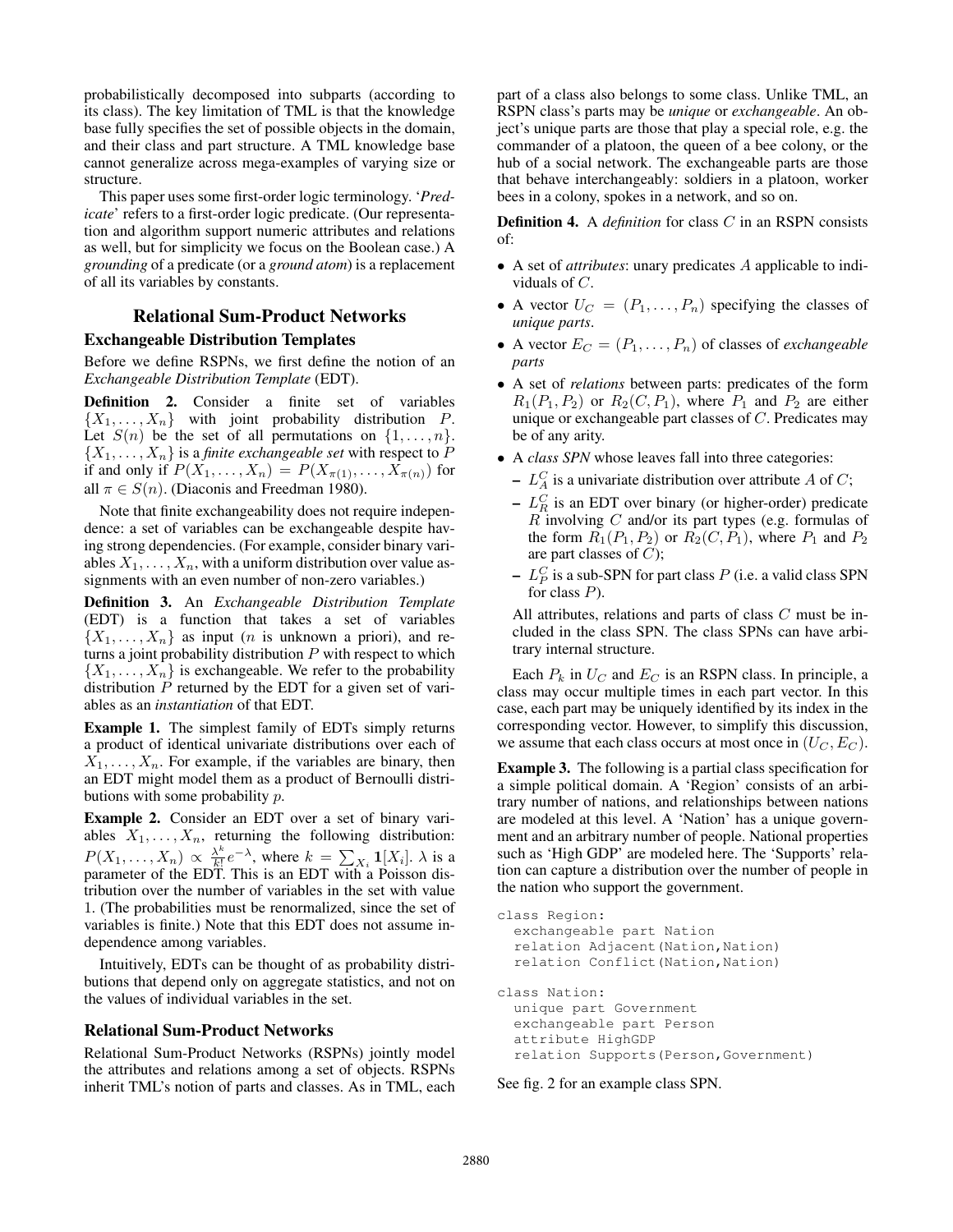probabilistically decomposed into subparts (according to its class). The key limitation of TML is that the knowledge base fully specifies the set of possible objects in the domain, and their class and part structure. A TML knowledge base cannot generalize across mega-examples of varying size or structure.

This paper uses some first-order logic terminology. '*Predicate*' refers to a first-order logic predicate. (Our representation and algorithm support numeric attributes and relations as well, but for simplicity we focus on the Boolean case.) A *grounding* of a predicate (or a *ground atom*) is a replacement of all its variables by constants.

## Relational Sum-Product Networks

### Exchangeable Distribution Templates

Before we define RSPNs, we first define the notion of an *Exchangeable Distribution Template* (EDT).

**Definition 2.** Consider a finite set of variables $\{X_1, \ldots, X_n\}$ with joint probability distribution $P$. Let $S(n)$ be the set of all permutations on $\{1, \ldots, n\}$. $\{X_1, \ldots, X_n\}$ is a *finite exchangeable set* with respect to $P$ if and only if $P(X_1, \ldots, X_n) = P(X_{\pi(1)}, \ldots, X_{\pi(n)})$ for all $\pi \in S(n)$. (Diaconis and Freedman 1980).

Note that finite exchangeability does not require independence: a set of variables can be exchangeable despite having strong dependencies. (For example, consider binary variables $X_1, \ldots, X_n$, with a uniform distribution over value assignments with an even number of non-zero variables.)

**Definition 3.** An *Exchangeable Distribution Template* (EDT) is a function that takes a set of variables $\{X_1, \ldots, X_n\}$ as input ($n$ is unknown a priori), and returns a joint probability distribution $P$ with respect to which $\{X_1, \ldots, X_n\}$ is exchangeable. We refer to the probability distribution $P$ returned by the EDT for a given set of variables as an *instantiation* of that EDT.

**Example 1.** The simplest family of EDTs simply returns a product of identical univariate distributions over each of $X_1, \ldots, X_n$. For example, if the variables are binary, then an EDT might model them as a product of Bernoulli distributions with some probability $p$.

**Example 2.** Consider an EDT over a set of binary variables $X_1, \ldots, X_n$, returning the following distribution: $P(X_1, \ldots, X_n) \propto \frac{\lambda^k}{k!} e^{-\lambda}$, where $k = \sum_{X_i} \mathbf{1}[X_i]$. $\lambda$ is a parameter of the EDT. This is an EDT with a Poisson distribution over the number of variables in the set with value 1. (The probabilities must be renormalized, since the set of variables is finite.) Note that this EDT does not assume independence among variables.

Intuitively, EDTs can be thought of as probability distributions that depend only on aggregate statistics, and not on the values of individual variables in the set.

### Relational Sum-Product Networks

Relational Sum-Product Networks (RSPNs) jointly model the attributes and relations among a set of objects. RSPNs inherit TML's notion of parts and classes. As in TML, each part of a class also belongs to some class. Unlike TML, an RSPN class's parts may be *unique* or *exchangeable*. An object's unique parts are those that play a special role, e.g. the commander of a platoon, the queen of a bee colony, or the hub of a social network. The exchangeable parts are those that behave interchangeably: soldiers in a platoon, worker bees in a colony, spokes in a network, and so on.

**Definition 4.** A *definition* for class $C$ in an RSPN consists of:

- A set of *attributes*: unary predicates $A$ applicable to individuals of $C$.
- A vector $U_C = (P_1, \ldots, P_n)$ specifying the classes of *unique parts*.
- A vector $E_C = (P_1, \ldots, P_n)$ of classes of *exchangeable parts*
- A set of *relations* between parts: predicates of the form $R_1(P_1, P_2)$ or $R_2(C, P_1)$, where $P_1$ and $P_2$ are either unique or exchangeable part classes of $C$. Predicates may be of any arity.
- A *class SPN* whose leaves fall into three categories:
  - $L_A^C$ is a univariate distribution over attribute $A$ of $C$;
  - $L_R^C$ is an EDT over binary (or higher-order) predicate $R$ involving $C$ and/or its part types (e.g. formulas of the form $R_1(P_1, P_2)$ or $R_2(C, P_1)$, where $P_1$ and $P_2$ are part classes of $C$);
  - $L_P^C$ is a sub-SPN for part class $P$ (i.e. a valid class SPN for class $P$).

  All attributes, relations and parts of class $C$ must be included in the class SPN. The class SPNs can have arbitrary internal structure.

Each $P_k$ in $U_C$ and $E_C$ is an RSPN class. In principle, a class may occur multiple times in each part vector. In this case, each part may be uniquely identified by its index in the corresponding vector. However, to simplify this discussion, we assume that each class occurs at most once in $(U_C, E_C)$.

**Example 3.** The following is a partial class specification for a simple political domain. A 'Region' consists of an arbitrary number of nations, and relationships between nations are modeled at this level. A 'Nation' has a unique government and an arbitrary number of people. National properties such as 'High GDP' are modeled here. The 'Supports' relation can capture a distribution over the number of people in the nation who support the government.

```
class Region:
  exchangeable part Nation
  relation Adjacent(Nation,Nation)
  relation Conflict(Nation,Nation)

class Nation:
  unique part Government
  exchangeable part Person
  attribute HighGDP
  relation Supports(Person,Government)
```

See fig. 2 for an example class SPN.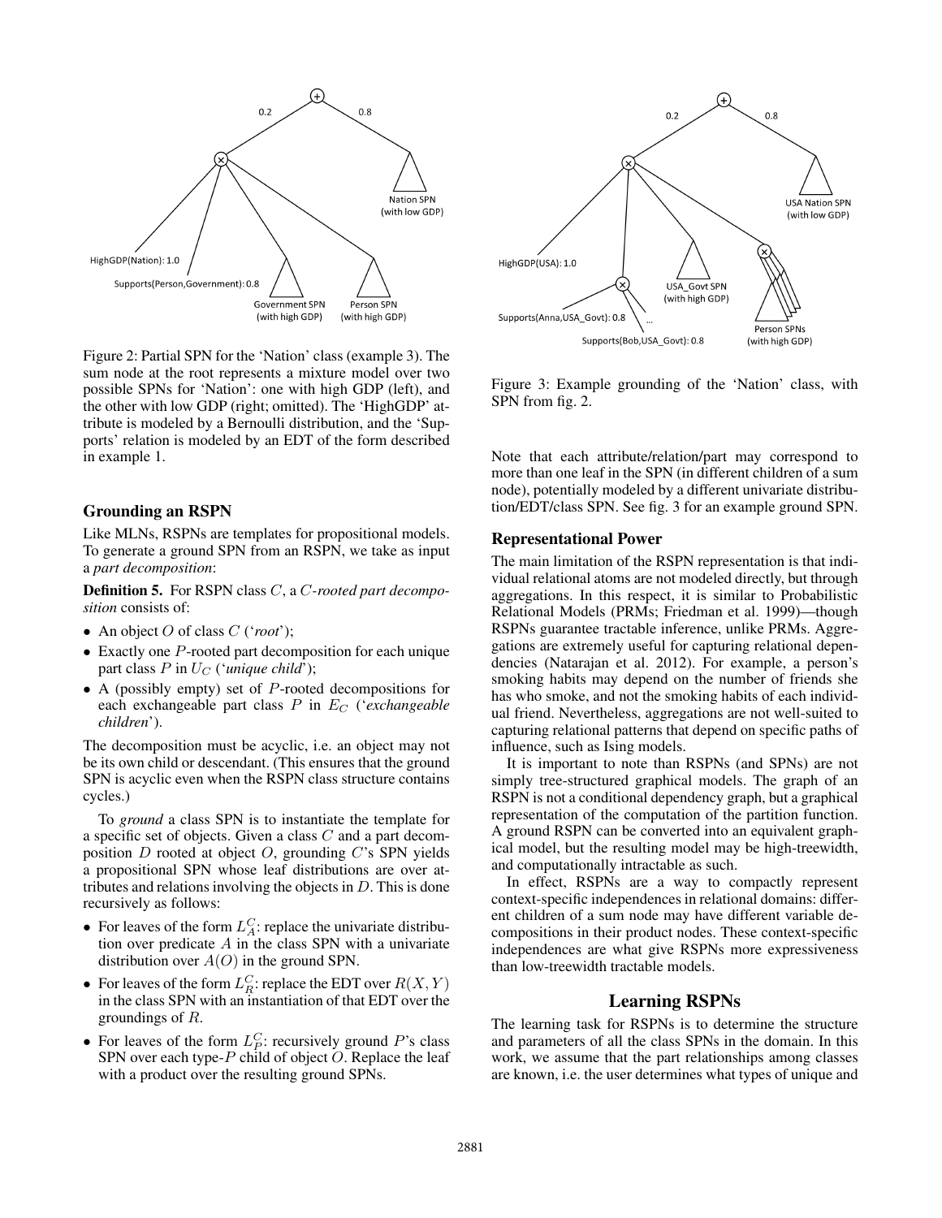Figure 2: Partial SPN for the 'Nation' class (example 3). The sum node at the root represents a mixture model over two possible SPNs for 'Nation': one with high GDP (left), and the other with low GDP (right; omitted). The 'HighGDP' attribute is modeled by a Bernoulli distribution, and the 'Supports' relation is modeled by an EDT of the form described in example 1.

Figure 3: Example grounding of the 'Nation' class, with SPN from fig. 2.

## Grounding an RSPN

Like MLNs, RSPNs are templates for propositional models. To generate a ground SPN from an RSPN, we take as input a *part decomposition*:

**Definition 5.** For RSPN class $C$, a $C$*-rooted part decomposition* consists of:

- An object $O$ of class $C$ ('*root*');
- Exactly one $P$-rooted part decomposition for each unique part class $P$ in $U_C$ ('*unique child*');
- A (possibly empty) set of $P$-rooted decompositions for each exchangeable part class $P$ in $E_C$ ('*exchangeable children*').

The decomposition must be acyclic, i.e. an object may not be its own child or descendant. (This ensures that the ground SPN is acyclic even when the RSPN class structure contains cycles.)

To *ground* a class SPN is to instantiate the template for a specific set of objects. Given a class $C$ and a part decomposition $D$ rooted at object $O$, grounding $C$'s SPN yields a propositional SPN whose leaf distributions are over attributes and relations involving the objects in $D$. This is done recursively as follows:

- For leaves of the form $L^C_A$: replace the univariate distribution over predicate $A$ in the class SPN with a univariate distribution over $A(O)$ in the ground SPN.
- For leaves of the form $L^C_R$: replace the EDT over $R(X,Y)$ in the class SPN with an instantiation of that EDT over the groundings of $R$.
- For leaves of the form $L^C_P$: recursively ground $P$'s class SPN over each type-$P$ child of object $O$. Replace the leaf with a product over the resulting ground SPNs.

Note that each attribute/relation/part may correspond to more than one leaf in the SPN (in different children of a sum node), potentially modeled by a different univariate distribution/EDT/class SPN. See fig. 3 for an example ground SPN.

### Representational Power

The main limitation of the RSPN representation is that individual relational atoms are not modeled directly, but through aggregations. In this respect, it is similar to Probabilistic Relational Models (PRMs; Friedman et al. 1999)—though RSPNs guarantee tractable inference, unlike PRMs. Aggregations are extremely useful for capturing relational dependencies (Natarajan et al. 2012). For example, a person's smoking habits may depend on the number of friends she has who smoke, and not the smoking habits of each individual friend. Nevertheless, aggregations are not well-suited to capturing relational patterns that depend on specific paths of influence, such as Ising models.

It is important to note than RSPNs (and SPNs) are not simply tree-structured graphical models. The graph of an RSPN is not a conditional dependency graph, but a graphical representation of the computation of the partition function. A ground RSPN can be converted into an equivalent graphical model, but the resulting model may be high-treewidth, and computationally intractable as such.

In effect, RSPNs are a way to compactly represent context-specific independences in relational domains: different children of a sum node may have different variable decompositions in their product nodes. These context-specific independences are what give RSPNs more expressiveness than low-treewidth tractable models.

## Learning RSPNs

The learning task for RSPNs is to determine the structure and parameters of all the class SPNs in the domain. In this work, we assume that the part relationships among classes are known, i.e. the user determines what types of unique and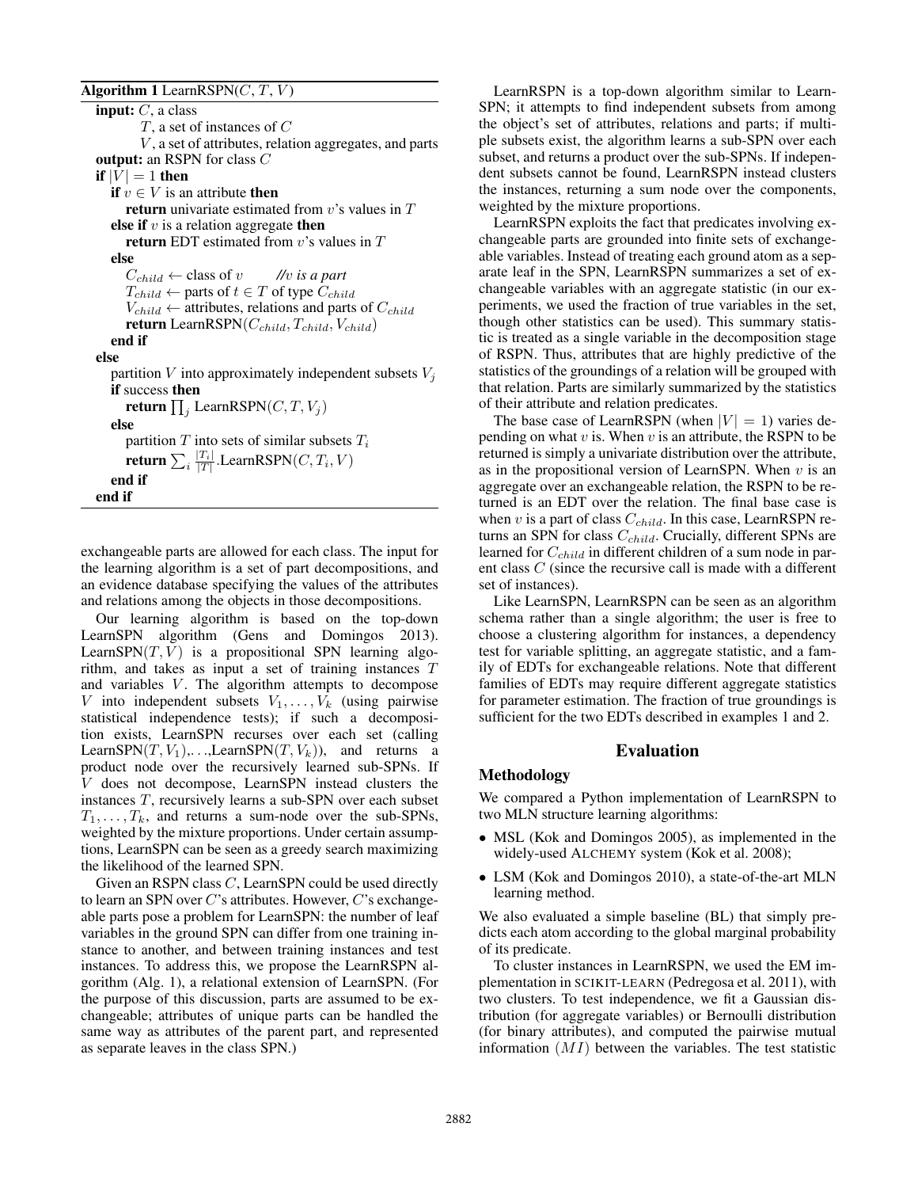**Algorithm 1** LearnRSPN($C$, $T$, $V$)

```
input: C, a class
       T, a set of instances of C
       V, a set of attributes, relation aggregates, and parts
output: an RSPN for class C
if |V| = 1 then
  if v ∈ V is an attribute then
    return univariate estimated from v's values in T
  else if v is a relation aggregate then
    return EDT estimated from v's values in T
  else
    C_child ← class of v        //v is a part
    T_child ← parts of t ∈ T of type C_child
    V_child ← attributes, relations and parts of C_child
    return LearnRSPN(C_child, T_child, V_child)
  end if
else
  partition V into approximately independent subsets V_j
  if success then
    return ∏_j LearnRSPN(C, T, V_j)
  else
    partition T into sets of similar subsets T_i
    return ∑_i (|T_i|/|T|).LearnRSPN(C, T_i, V)
  end if
end if
```

exchangeable parts are allowed for each class. The input for the learning algorithm is a set of part decompositions, and an evidence database specifying the values of the attributes and relations among the objects in those decompositions.

Our learning algorithm is based on the top-down LearnSPN algorithm (Gens and Domingos 2013). LearnSPN($T, V$) is a propositional SPN learning algorithm, and takes as input a set of training instances $T$ and variables $V$. The algorithm attempts to decompose $V$ into independent subsets $V_1, \ldots, V_k$ (using pairwise statistical independence tests); if such a decomposition exists, LearnSPN recurses over each set (calling LearnSPN($T, V_1$),...,LearnSPN($T, V_k$)), and returns a product node over the recursively learned sub-SPNs. If $V$ does not decompose, LearnSPN instead clusters the instances $T$, recursively learns a sub-SPN over each subset $T_1, \ldots, T_k$, and returns a sum-node over the sub-SPNs, weighted by the mixture proportions. Under certain assumptions, LearnSPN can be seen as a greedy search maximizing the likelihood of the learned SPN.

Given an RSPN class $C$, LearnSPN could be used directly to learn an SPN over $C$'s attributes. However, $C$'s exchangeable parts pose a problem for LearnSPN: the number of leaf variables in the ground SPN can differ from one training instance to another, and between training instances and test instances. To address this, we propose the LearnRSPN algorithm (Alg. 1), a relational extension of LearnSPN. (For the purpose of this discussion, parts are assumed to be exchangeable; attributes of unique parts can be handled the same way as attributes of the parent part, and represented as separate leaves in the class SPN.)

LearnRSPN is a top-down algorithm similar to LearnSPN; it attempts to find independent subsets from among the object's set of attributes, relations and parts; if multiple subsets exist, the algorithm learns a sub-SPN over each subset, and returns a product over the sub-SPNs. If independent subsets cannot be found, LearnRSPN instead clusters the instances, returning a sum node over the components, weighted by the mixture proportions.

LearnRSPN exploits the fact that predicates involving exchangeable parts are grounded into finite sets of exchangeable variables. Instead of treating each ground atom as a separate leaf in the SPN, LearnRSPN summarizes a set of exchangeable variables with an aggregate statistic (in our experiments, we used the fraction of true variables in the set, though other statistics can be used). This summary statistic is treated as a single variable in the decomposition stage of RSPN. Thus, attributes that are highly predictive of the statistics of the groundings of a relation will be grouped with that relation. Parts are similarly summarized by the statistics of their attribute and relation predicates.

The base case of LearnRSPN (when $|V| = 1$) varies depending on what $v$ is. When $v$ is an attribute, the RSPN to be returned is simply a univariate distribution over the attribute, as in the propositional version of LearnSPN. When $v$ is an aggregate over an exchangeable relation, the RSPN to be returned is an EDT over the relation. The final base case is when $v$ is a part of class $C_{child}$. In this case, LearnRSPN returns an SPN for class $C_{child}$. Crucially, different SPNs are learned for $C_{child}$ in different children of a sum node in parent class $C$ (since the recursive call is made with a different set of instances).

Like LearnSPN, LearnRSPN can be seen as an algorithm schema rather than a single algorithm; the user is free to choose a clustering algorithm for instances, a dependency test for variable splitting, an aggregate statistic, and a family of EDTs for exchangeable relations. Note that different families of EDTs may require different aggregate statistics for parameter estimation. The fraction of true groundings is sufficient for the two EDTs described in examples 1 and 2.

## Evaluation

### Methodology

We compared a Python implementation of LearnRSPN to two MLN structure learning algorithms:

- MSL (Kok and Domingos 2005), as implemented in the widely-used ALCHEMY system (Kok et al. 2008);
- LSM (Kok and Domingos 2010), a state-of-the-art MLN learning method.

We also evaluated a simple baseline (BL) that simply predicts each atom according to the global marginal probability of its predicate.

To cluster instances in LearnRSPN, we used the EM implementation in SCIKIT-LEARN (Pedregosa et al. 2011), with two clusters. To test independence, we fit a Gaussian distribution (for aggregate variables) or Bernoulli distribution (for binary attributes), and computed the pairwise mutual information ($MI$) between the variables. The test statistic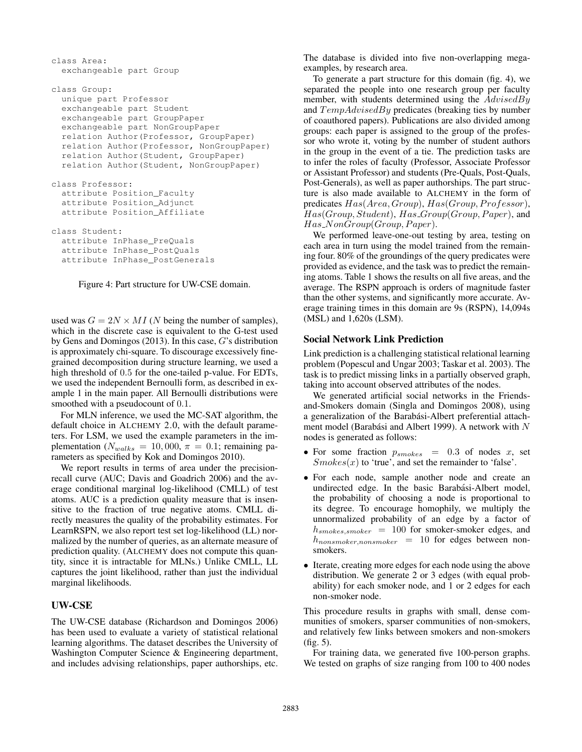```
class Area:
  exchangeable part Group

class Group:
  unique part Professor
  exchangeable part Student
  exchangeable part GroupPaper
  exchangeable part NonGroupPaper
  relation Author(Professor, GroupPaper)
  relation Author(Professor, NonGroupPaper)
  relation Author(Student, GroupPaper)
  relation Author(Student, NonGroupPaper)

class Professor:
  attribute Position_Faculty
  attribute Position_Adjunct
  attribute Position_Affiliate

class Student:
  attribute InPhase_PreQuals
  attribute InPhase_PostQuals
  attribute InPhase_PostGenerals
```

Figure 4: Part structure for UW-CSE domain.

used was $G = 2N \times MI$ ($N$ being the number of samples), which in the discrete case is equivalent to the G-test used by Gens and Domingos (2013). In this case, $G$'s distribution is approximately chi-square. To discourage excessively fine-grained decomposition during structure learning, we used a high threshold of $0.5$ for the one-tailed p-value. For EDTs, we used the independent Bernoulli form, as described in example 1 in the main paper. All Bernoulli distributions were smoothed with a pseudocount of $0.1$.

For MLN inference, we used the MC-SAT algorithm, the default choice in ALCHEMY 2.0, with the default parameters. For LSM, we used the example parameters in the implementation ($N_{walks} = 10,000$, $\pi = 0.1$; remaining parameters as specified by Kok and Domingos 2010).

We report results in terms of area under the precision-recall curve (AUC; Davis and Goadrich 2006) and the average conditional marginal log-likelihood (CMLL) of test atoms. AUC is a prediction quality measure that is insensitive to the fraction of true negative atoms. CMLL directly measures the quality of the probability estimates. For LearnRSPN, we also report test set log-likelihood (LL) normalized by the number of queries, as an alternate measure of prediction quality. (ALCHEMY does not compute this quantity, since it is intractable for MLNs.) Unlike CMLL, LL captures the joint likelihood, rather than just the individual marginal likelihoods.

## UW-CSE

The UW-CSE database (Richardson and Domingos 2006) has been used to evaluate a variety of statistical relational learning algorithms. The dataset describes the University of Washington Computer Science & Engineering department, and includes advising relationships, paper authorships, etc. The database is divided into five non-overlapping mega-examples, by research area.

To generate a part structure for this domain (fig. 4), we separated the people into one research group per faculty member, with students determined using the $AdvisedBy$ and $TempAdvisedBy$ predicates (breaking ties by number of coauthored papers). Publications are also divided among groups: each paper is assigned to the group of the professor who wrote it, voting by the number of student authors in the group in the event of a tie. The prediction tasks are to infer the roles of faculty (Professor, Associate Professor or Assistant Professor) and students (Pre-Quals, Post-Quals, Post-Generals), as well as paper authorships. The part structure is also made available to ALCHEMY in the form of predicates $Has(Area, Group)$, $Has(Group, Professor)$, $Has(Group, Student)$, $Has\_Group(Group, Paper)$, and $Has\_NonGroup(Group, Paper)$.

We performed leave-one-out testing by area, testing on each area in turn using the model trained from the remaining four. 80% of the groundings of the query predicates were provided as evidence, and the task was to predict the remaining atoms. Table 1 shows the results on all five areas, and the average. The RSPN approach is orders of magnitude faster than the other systems, and significantly more accurate. Average training times in this domain are 9s (RSPN), 14,094s (MSL) and 1,620s (LSM).

## Social Network Link Prediction

Link prediction is a challenging statistical relational learning problem (Popescul and Ungar 2003; Taskar et al. 2003). The task is to predict missing links in a partially observed graph, taking into account observed attributes of the nodes.

We generated artificial social networks in the Friends-and-Smokers domain (Singla and Domingos 2008), using a generalization of the Barabási-Albert preferential attachment model (Barabási and Albert 1999). A network with $N$ nodes is generated as follows:

- For some fraction $p_{smokes} = 0.3$ of nodes $x$, set $Smokes(x)$ to 'true', and set the remainder to 'false'.
- For each node, sample another node and create an undirected edge. In the basic Barabási-Albert model, the probability of choosing a node is proportional to its degree. To encourage homophily, we multiply the unnormalized probability of an edge by a factor of $h_{smokes,smoker} = 100$ for smoker-smoker edges, and $h_{nonsmoker,nonsmoker} = 10$ for edges between non-smokers.
- Iterate, creating more edges for each node using the above distribution. We generate 2 or 3 edges (with equal probability) for each smoker node, and 1 or 2 edges for each non-smoker node.

This procedure results in graphs with small, dense communities of smokers, sparser communities of non-smokers, and relatively few links between smokers and non-smokers (fig. 5).

For training data, we generated five 100-person graphs. We tested on graphs of size ranging from 100 to 400 nodes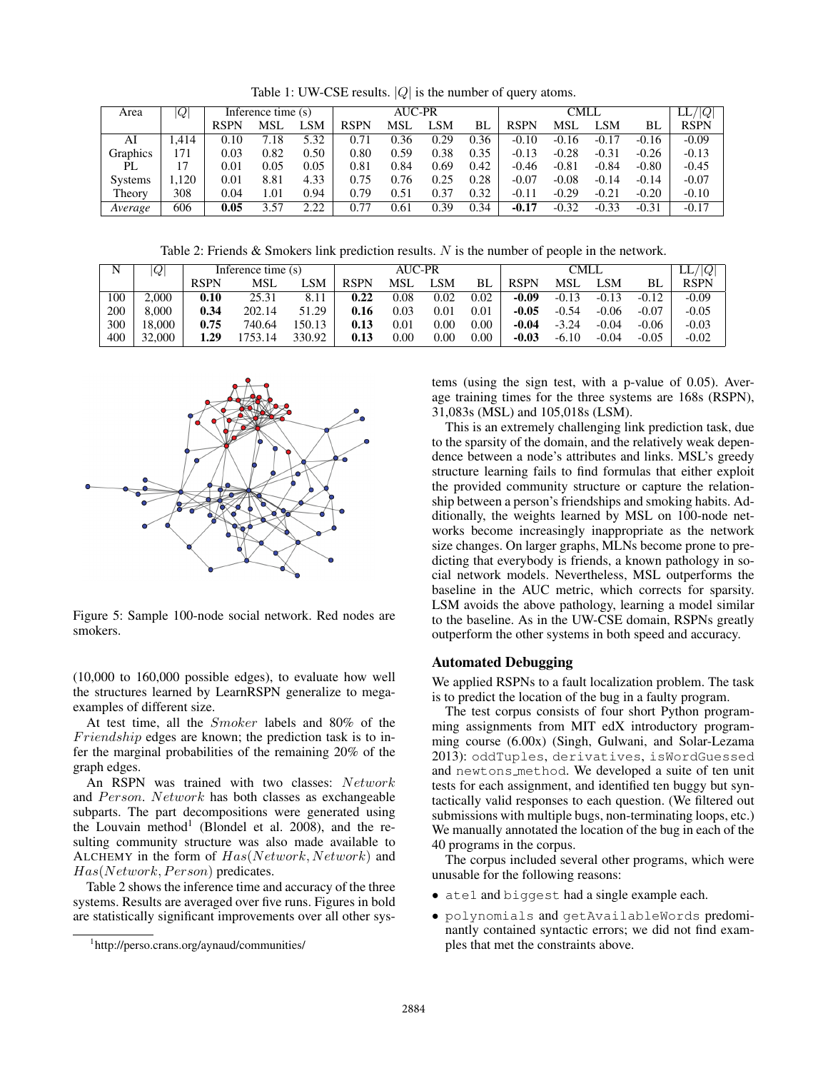Table 1: UW-CSE results. $|Q|$ is the number of query atoms.

| Area | $\lvert Q\rvert$ | Inference time (s) | | | AUC-PR | | | | CMLL | | | | LL/$\lvert Q\rvert$ |
|---|---|---|---|---|---|---|---|---|---|---|---|---|---|
| | | RSPN | MSL | LSM | RSPN | MSL | LSM | BL | RSPN | MSL | LSM | BL | RSPN |
| AI | 1,414 | 0.10 | 7.18 | 5.32 | 0.71 | 0.36 | 0.29 | 0.36 | -0.10 | -0.16 | -0.17 | -0.16 | -0.09 |
| Graphics | 171 | 0.03 | 0.82 | 0.50 | 0.80 | 0.59 | 0.38 | 0.35 | -0.13 | -0.28 | -0.31 | -0.26 | -0.13 |
| PL | 17 | 0.01 | 0.05 | 0.05 | 0.81 | 0.84 | 0.69 | 0.42 | -0.46 | -0.81 | -0.84 | -0.80 | -0.45 |
| Systems | 1,120 | 0.01 | 8.81 | 4.33 | 0.75 | 0.76 | 0.25 | 0.28 | -0.07 | -0.08 | -0.14 | -0.14 | -0.07 |
| Theory | 308 | 0.04 | 1.01 | 0.94 | 0.79 | 0.51 | 0.37 | 0.32 | -0.11 | -0.29 | -0.21 | -0.20 | -0.10 |
| *Average* | 606 | **0.05** | 3.57 | 2.22 | 0.77 | 0.61 | 0.39 | 0.34 | **-0.17** | -0.32 | -0.33 | -0.31 | -0.17 |

Table 2: Friends & Smokers link prediction results. $N$ is the number of people in the network.

| N | $\lvert Q\rvert$ | Inference time (s) | | | AUC-PR | | | | CMLL | | | | LL/$\lvert Q\rvert$ |
|---|---|---|---|---|---|---|---|---|---|---|---|---|---|
| | | RSPN | MSL | LSM | RSPN | MSL | LSM | BL | RSPN | MSL | LSM | BL | RSPN |
| 100 | 2,000 | **0.10** | 25.31 | 8.11 | **0.22** | 0.08 | 0.02 | 0.02 | **-0.09** | -0.13 | -0.13 | -0.12 | -0.09 |
| 200 | 8,000 | **0.34** | 202.14 | 51.29 | **0.16** | 0.03 | 0.01 | 0.01 | **-0.05** | -0.54 | -0.06 | -0.07 | -0.05 |
| 300 | 18,000 | **0.75** | 740.64 | 150.13 | **0.13** | 0.01 | 0.00 | 0.00 | **-0.04** | -3.24 | -0.04 | -0.06 | -0.03 |
| 400 | 32,000 | **1.29** | 1753.14 | 330.92 | **0.13** | 0.00 | 0.00 | 0.00 | **-0.03** | -6.10 | -0.04 | -0.05 | -0.02 |

Figure 5: Sample 100-node social network. Red nodes are smokers.

(10,000 to 160,000 possible edges), to evaluate how well the structures learned by LearnRSPN generalize to mega-examples of different size.

At test time, all the *Smoker* labels and 80% of the *Friendship* edges are known; the prediction task is to infer the marginal probabilities of the remaining 20% of the graph edges.

An RSPN was trained with two classes: *Network* and *Person*. *Network* has both classes as exchangeable subparts. The part decompositions were generated using the Louvain method[1] (Blondel et al. 2008), and the resulting community structure was also made available to ALCHEMY in the form of $Has(Network, Network)$ and $Has(Network, Person)$ predicates.

Table 2 shows the inference time and accuracy of the three systems. Results are averaged over five runs. Figures in bold are statistically significant improvements over all other systems (using the sign test, with a p-value of 0.05). Average training times for the three systems are 168s (RSPN), 31,083s (MSL) and 105,018s (LSM).

This is an extremely challenging link prediction task, due to the sparsity of the domain, and the relatively weak dependence between a node's attributes and links. MSL's greedy structure learning fails to find formulas that either exploit the provided community structure or capture the relationship between a person's friendships and smoking habits. Additionally, the weights learned by MSL on 100-node networks become increasingly inappropriate as the network size changes. On larger graphs, MLNs become prone to predicting that everybody is friends, a known pathology in social network models. Nevertheless, MSL outperforms the baseline in the AUC metric, which corrects for sparsity. LSM avoids the above pathology, learning a model similar to the baseline. As in the UW-CSE domain, RSPNs greatly outperform the other systems in both speed and accuracy.

## Automated Debugging

We applied RSPNs to a fault localization problem. The task is to predict the location of the bug in a faulty program.

The test corpus consists of four short Python programming assignments from MIT edX introductory programming course (6.00x) (Singh, Gulwani, and Solar-Lezama 2013): `oddTuples`, `derivatives`, `isWordGuessed` and `newtons_method`. We developed a suite of ten unit tests for each assignment, and identified ten buggy but syntactically valid responses to each question. (We filtered out submissions with multiple bugs, non-terminating loops, etc.) We manually annotated the location of the bug in each of the 40 programs in the corpus.

The corpus included several other programs, which were unusable for the following reasons:

- `ate1` and `biggest` had a single example each.
- `polynomials` and `getAvailableWords` predominantly contained syntactic errors; we did not find examples that met the constraints above.

[1] http://perso.crans.org/aynaud/communities/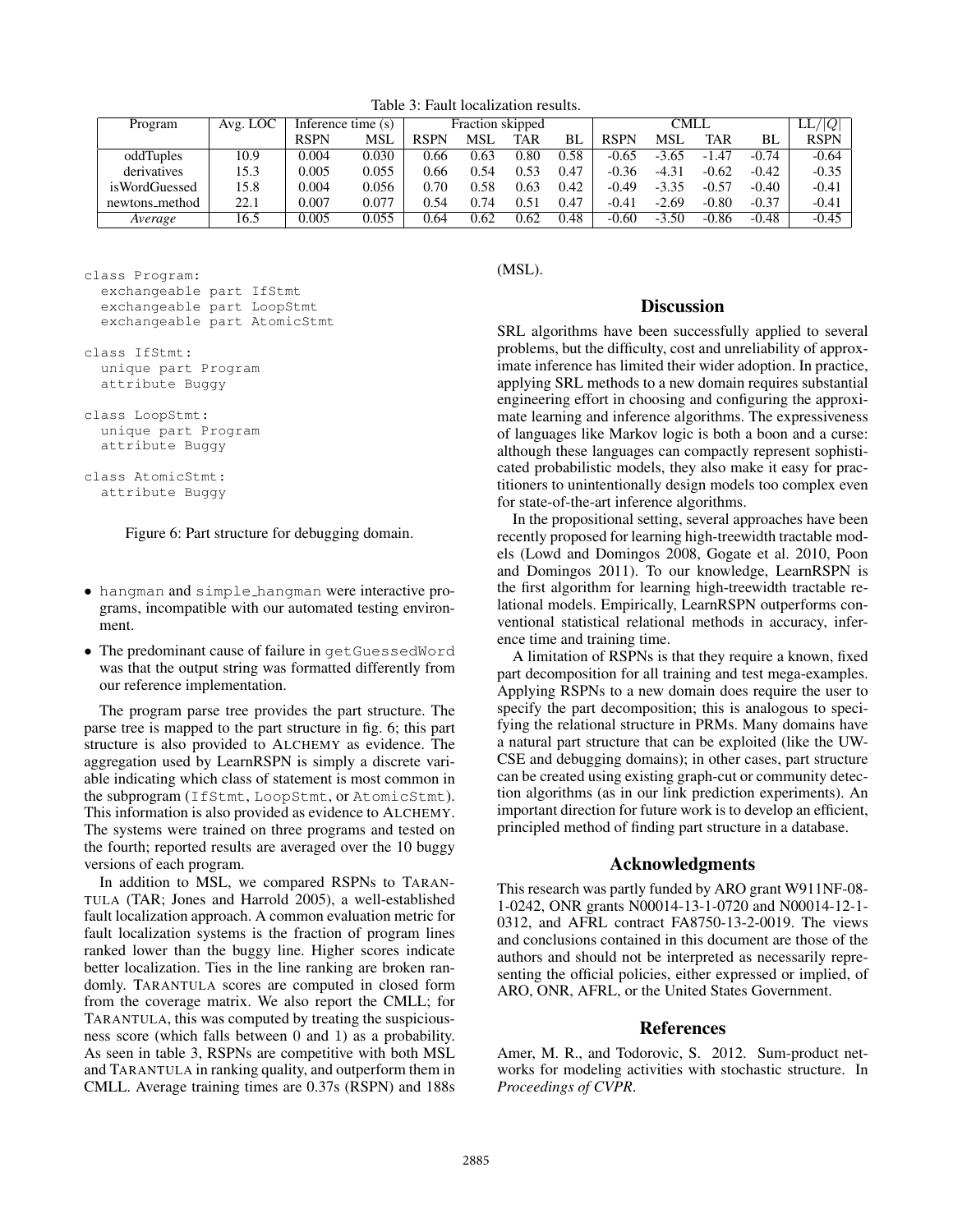Table 3: Fault localization results.

| Program | Avg. LOC | Inference time (s) | | Fraction skipped | | | | CMLL | | | | LL/$|Q|$ |
|---|---|---|---|---|---|---|---|---|---|---|---|---|
| | | RSPN | MSL | RSPN | MSL | TAR | BL | RSPN | MSL | TAR | BL | RSPN |
| oddTuples | 10.9 | 0.004 | 0.030 | 0.66 | 0.63 | 0.80 | 0.58 | -0.65 | -3.65 | -1.47 | -0.74 | -0.64 |
| derivatives | 15.3 | 0.005 | 0.055 | 0.66 | 0.54 | 0.53 | 0.47 | -0.36 | -4.31 | -0.62 | -0.42 | -0.35 |
| isWordGuessed | 15.8 | 0.004 | 0.056 | 0.70 | 0.58 | 0.63 | 0.42 | -0.49 | -3.35 | -0.57 | -0.40 | -0.41 |
| newtons_method | 22.1 | 0.007 | 0.077 | 0.54 | 0.74 | 0.51 | 0.47 | -0.41 | -2.69 | -0.80 | -0.37 | -0.41 |
| *Average* | 16.5 | 0.005 | 0.055 | 0.64 | 0.62 | 0.62 | 0.48 | -0.60 | -3.50 | -0.86 | -0.48 | -0.45 |

```
class Program:
  exchangeable part IfStmt
  exchangeable part LoopStmt
  exchangeable part AtomicStmt

class IfStmt:
  unique part Program
  attribute Buggy

class LoopStmt:
  unique part Program
  attribute Buggy

class AtomicStmt:
  attribute Buggy
```

Figure 6: Part structure for debugging domain.

- `hangman` and `simple_hangman` were interactive programs, incompatible with our automated testing environment.
- The predominant cause of failure in `getGuessedWord` was that the output string was formatted differently from our reference implementation.

The program parse tree provides the part structure. The parse tree is mapped to the part structure in fig. 6; this part structure is also provided to ALCHEMY as evidence. The aggregation used by LearnRSPN is simply a discrete variable indicating which class of statement is most common in the subprogram (`IfStmt`, `LoopStmt`, or `AtomicStmt`). This information is also provided as evidence to ALCHEMY. The systems were trained on three programs and tested on the fourth; reported results are averaged over the 10 buggy versions of each program.

In addition to MSL, we compared RSPNs to TARANTULA (TAR; Jones and Harrold 2005), a well-established fault localization approach. A common evaluation metric for fault localization systems is the fraction of program lines ranked lower than the buggy line. Higher scores indicate better localization. Ties in the line ranking are broken randomly. TARANTULA scores are computed in closed form from the coverage matrix. We also report the CMLL; for TARANTULA, this was computed by treating the suspiciousness score (which falls between 0 and 1) as a probability. As seen in table 3, RSPNs are competitive with both MSL and TARANTULA in ranking quality, and outperform them in CMLL. Average training times are 0.37s (RSPN) and 188s (MSL).

## Discussion

SRL algorithms have been successfully applied to several problems, but the difficulty, cost and unreliability of approximate inference has limited their wider adoption. In practice, applying SRL methods to a new domain requires substantial engineering effort in choosing and configuring the approximate learning and inference algorithms. The expressiveness of languages like Markov logic is both a boon and a curse: although these languages can compactly represent sophisticated probabilistic models, they also make it easy for practitioners to unintentionally design models too complex even for state-of-the-art inference algorithms.

In the propositional setting, several approaches have been recently proposed for learning high-treewidth tractable models (Lowd and Domingos 2008, Gogate et al. 2010, Poon and Domingos 2011). To our knowledge, LearnRSPN is the first algorithm for learning high-treewidth tractable relational models. Empirically, LearnRSPN outperforms conventional statistical relational methods in accuracy, inference time and training time.

A limitation of RSPNs is that they require a known, fixed part decomposition for all training and test mega-examples. Applying RSPNs to a new domain does require the user to specify the part decomposition; this is analogous to specifying the relational structure in PRMs. Many domains have a natural part structure that can be exploited (like the UW-CSE and debugging domains); in other cases, part structure can be created using existing graph-cut or community detection algorithms (as in our link prediction experiments). An important direction for future work is to develop an efficient, principled method of finding part structure in a database.

## Acknowledgments

This research was partly funded by ARO grant W911NF-08-1-0242, ONR grants N00014-13-1-0720 and N00014-12-1-0312, and AFRL contract FA8750-13-2-0019. The views and conclusions contained in this document are those of the authors and should not be interpreted as necessarily representing the official policies, either expressed or implied, of ARO, ONR, AFRL, or the United States Government.

## References

Amer, M. R., and Todorovic, S. 2012. Sum-product networks for modeling activities with stochastic structure. In *Proceedings of CVPR*.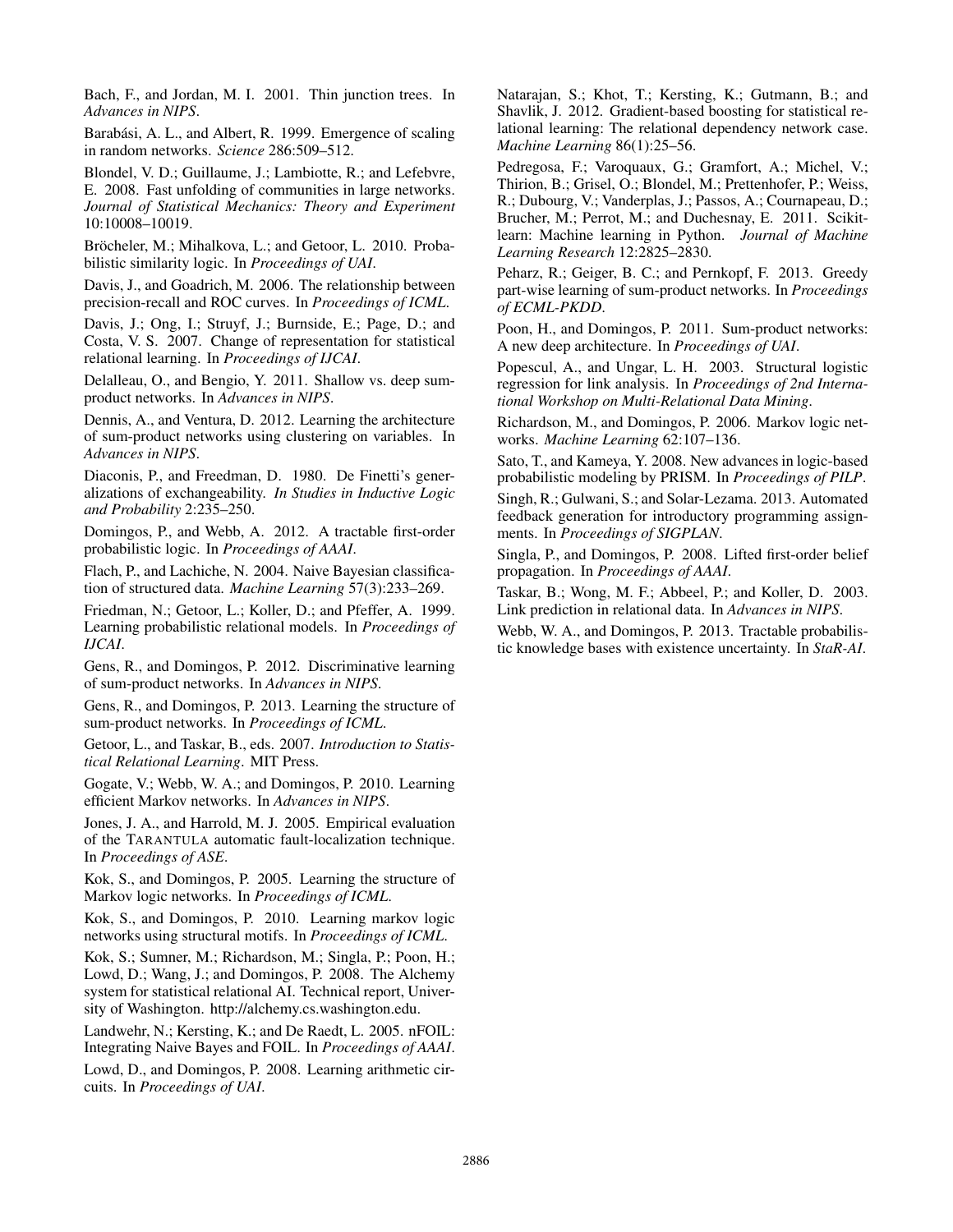Bach, F., and Jordan, M. I. 2001. Thin junction trees. In *Advances in NIPS*.

Barabási, A. L., and Albert, R. 1999. Emergence of scaling in random networks. *Science* 286:509–512.

Blondel, V. D.; Guillaume, J.; Lambiotte, R.; and Lefebvre, E. 2008. Fast unfolding of communities in large networks. *Journal of Statistical Mechanics: Theory and Experiment* 10:10008–10019.

Bröcheler, M.; Mihalkova, L.; and Getoor, L. 2010. Probabilistic similarity logic. In *Proceedings of UAI*.

Davis, J., and Goadrich, M. 2006. The relationship between precision-recall and ROC curves. In *Proceedings of ICML*.

Davis, J.; Ong, I.; Struyf, J.; Burnside, E.; Page, D.; and Costa, V. S. 2007. Change of representation for statistical relational learning. In *Proceedings of IJCAI*.

Delalleau, O., and Bengio, Y. 2011. Shallow vs. deep sum-product networks. In *Advances in NIPS*.

Dennis, A., and Ventura, D. 2012. Learning the architecture of sum-product networks using clustering on variables. In *Advances in NIPS*.

Diaconis, P., and Freedman, D. 1980. De Finetti's generalizations of exchangeability. *In Studies in Inductive Logic and Probability* 2:235–250.

Domingos, P., and Webb, A. 2012. A tractable first-order probabilistic logic. In *Proceedings of AAAI*.

Flach, P., and Lachiche, N. 2004. Naive Bayesian classification of structured data. *Machine Learning* 57(3):233–269.

Friedman, N.; Getoor, L.; Koller, D.; and Pfeffer, A. 1999. Learning probabilistic relational models. In *Proceedings of IJCAI*.

Gens, R., and Domingos, P. 2012. Discriminative learning of sum-product networks. In *Advances in NIPS*.

Gens, R., and Domingos, P. 2013. Learning the structure of sum-product networks. In *Proceedings of ICML*.

Getoor, L., and Taskar, B., eds. 2007. *Introduction to Statistical Relational Learning*. MIT Press.

Gogate, V.; Webb, W. A.; and Domingos, P. 2010. Learning efficient Markov networks. In *Advances in NIPS*.

Jones, J. A., and Harrold, M. J. 2005. Empirical evaluation of the TARANTULA automatic fault-localization technique. In *Proceedings of ASE*.

Kok, S., and Domingos, P. 2005. Learning the structure of Markov logic networks. In *Proceedings of ICML*.

Kok, S., and Domingos, P. 2010. Learning markov logic networks using structural motifs. In *Proceedings of ICML*.

Kok, S.; Sumner, M.; Richardson, M.; Singla, P.; Poon, H.; Lowd, D.; Wang, J.; and Domingos, P. 2008. The Alchemy system for statistical relational AI. Technical report, University of Washington. http://alchemy.cs.washington.edu.

Landwehr, N.; Kersting, K.; and De Raedt, L. 2005. nFOIL: Integrating Naive Bayes and FOIL. In *Proceedings of AAAI*.

Lowd, D., and Domingos, P. 2008. Learning arithmetic circuits. In *Proceedings of UAI*.

Natarajan, S.; Khot, T.; Kersting, K.; Gutmann, B.; and Shavlik, J. 2012. Gradient-based boosting for statistical relational learning: The relational dependency network case. *Machine Learning* 86(1):25–56.

Pedregosa, F.; Varoquaux, G.; Gramfort, A.; Michel, V.; Thirion, B.; Grisel, O.; Blondel, M.; Prettenhofer, P.; Weiss, R.; Dubourg, V.; Vanderplas, J.; Passos, A.; Cournapeau, D.; Brucher, M.; Perrot, M.; and Duchesnay, E. 2011. Scikit-learn: Machine learning in Python. *Journal of Machine Learning Research* 12:2825–2830.

Peharz, R.; Geiger, B. C.; and Pernkopf, F. 2013. Greedy part-wise learning of sum-product networks. In *Proceedings of ECML-PKDD*.

Poon, H., and Domingos, P. 2011. Sum-product networks: A new deep architecture. In *Proceedings of UAI*.

Popescul, A., and Ungar, L. H. 2003. Structural logistic regression for link analysis. In *Proceedings of 2nd International Workshop on Multi-Relational Data Mining*.

Richardson, M., and Domingos, P. 2006. Markov logic networks. *Machine Learning* 62:107–136.

Sato, T., and Kameya, Y. 2008. New advances in logic-based probabilistic modeling by PRISM. In *Proceedings of PILP*.

Singh, R.; Gulwani, S.; and Solar-Lezama. 2013. Automated feedback generation for introductory programming assignments. In *Proceedings of SIGPLAN*.

Singla, P., and Domingos, P. 2008. Lifted first-order belief propagation. In *Proceedings of AAAI*.

Taskar, B.; Wong, M. F.; Abbeel, P.; and Koller, D. 2003. Link prediction in relational data. In *Advances in NIPS*.

Webb, W. A., and Domingos, P. 2013. Tractable probabilistic knowledge bases with existence uncertainty. In *StaR-AI*.